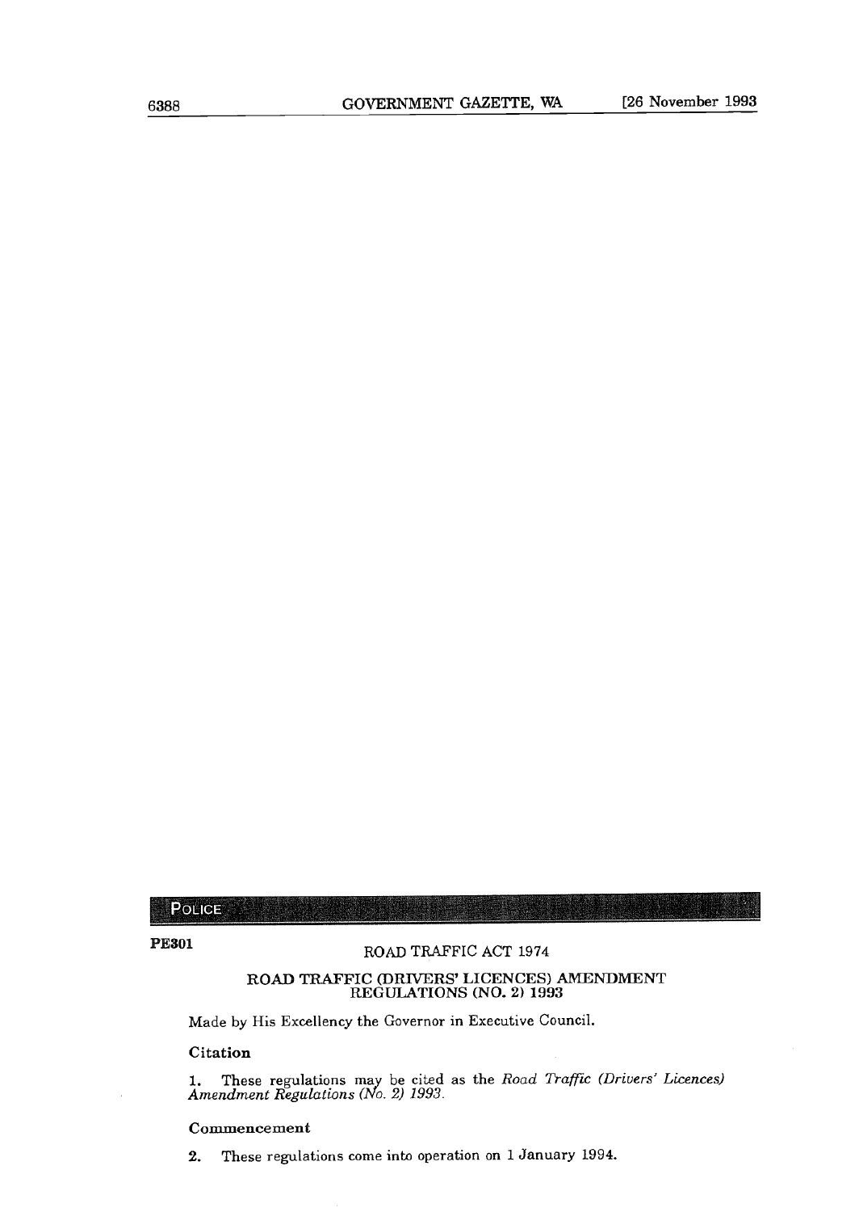## POLICE

**PE301**

ROAD TRAFFIC ACT 1974

### ROAD TRAFFIC (DRIVERS' LICENCES) AMENDMENT REGULATIONS (NO. 2) 1993

Made by His Excellency the Governor in Executive Council.

**Citation**

**1.** These regulations may be cited as the *Road Traffic (Drivers' Licences) Amendment Regulations (No. 2) 1993*.

**Commencement**

**2.** These regulations come into operation on 1 January 1994.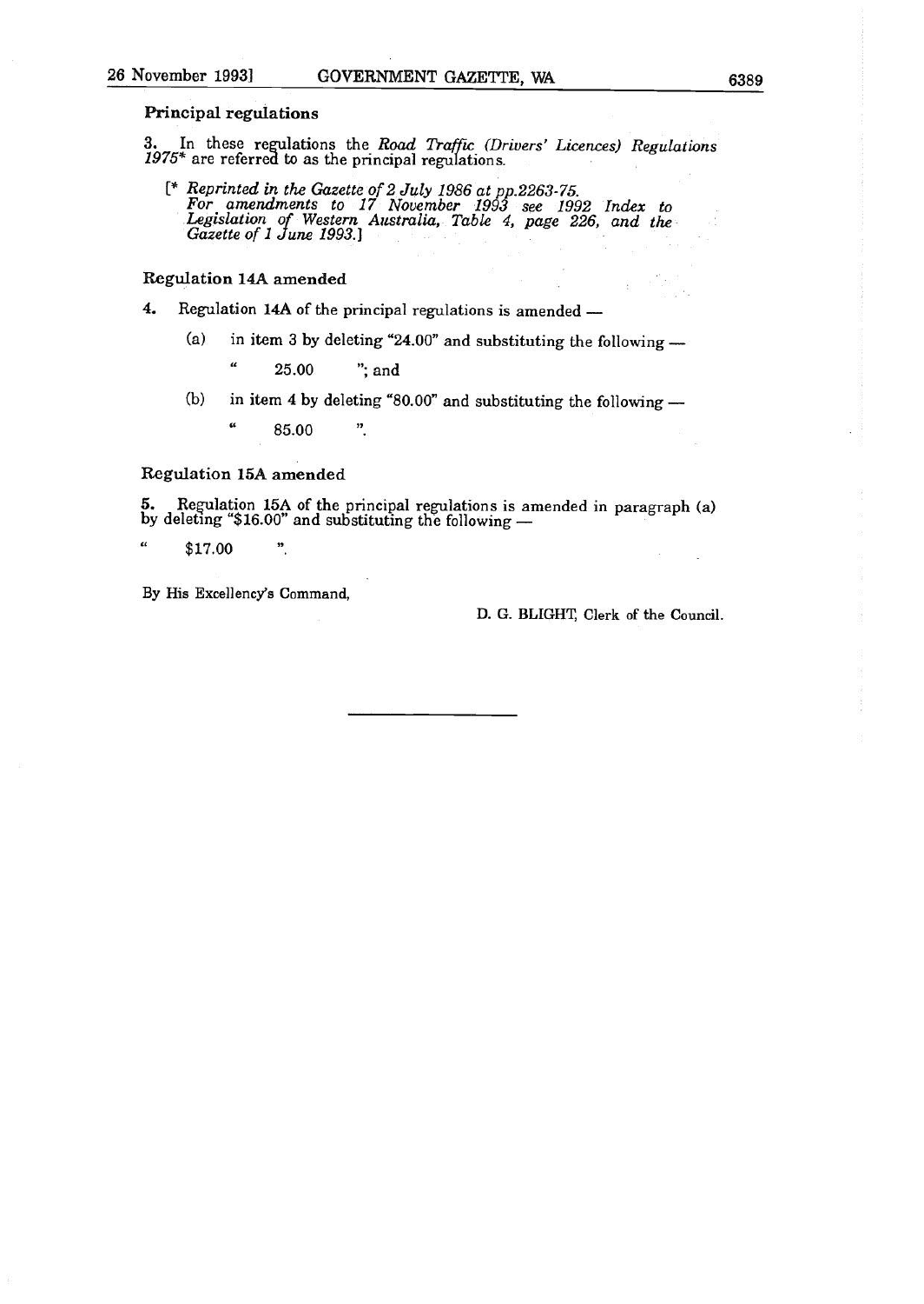### Principal regulations

3. In these regulations the *Road Traffic (Drivers' Licences) Regulations 1975** are referred to as the principal regulations.

[* *Reprinted in the Gazette of 2 July 1986 at pp.2263-75. For amendments to 17 November 1993 see 1992 Index to Legislation of Western Australia, Table 4, page 226, and the Gazette of 1 June 1993.*]

### Regulation 14A amended

4. Regulation 14A of the principal regulations is amended —

(a) in item 3 by deleting "24.00" and substituting the following —

" 25.00 "; and

(b) in item 4 by deleting "80.00" and substituting the following —

" 85.00 ".

### Regulation 15A amended

5. Regulation 15A of the principal regulations is amended in paragraph (a) by deleting "$16.00" and substituting the following —

" $17.00 ".

By His Excellency's Command,

D. G. BLIGHT, Clerk of the Council.